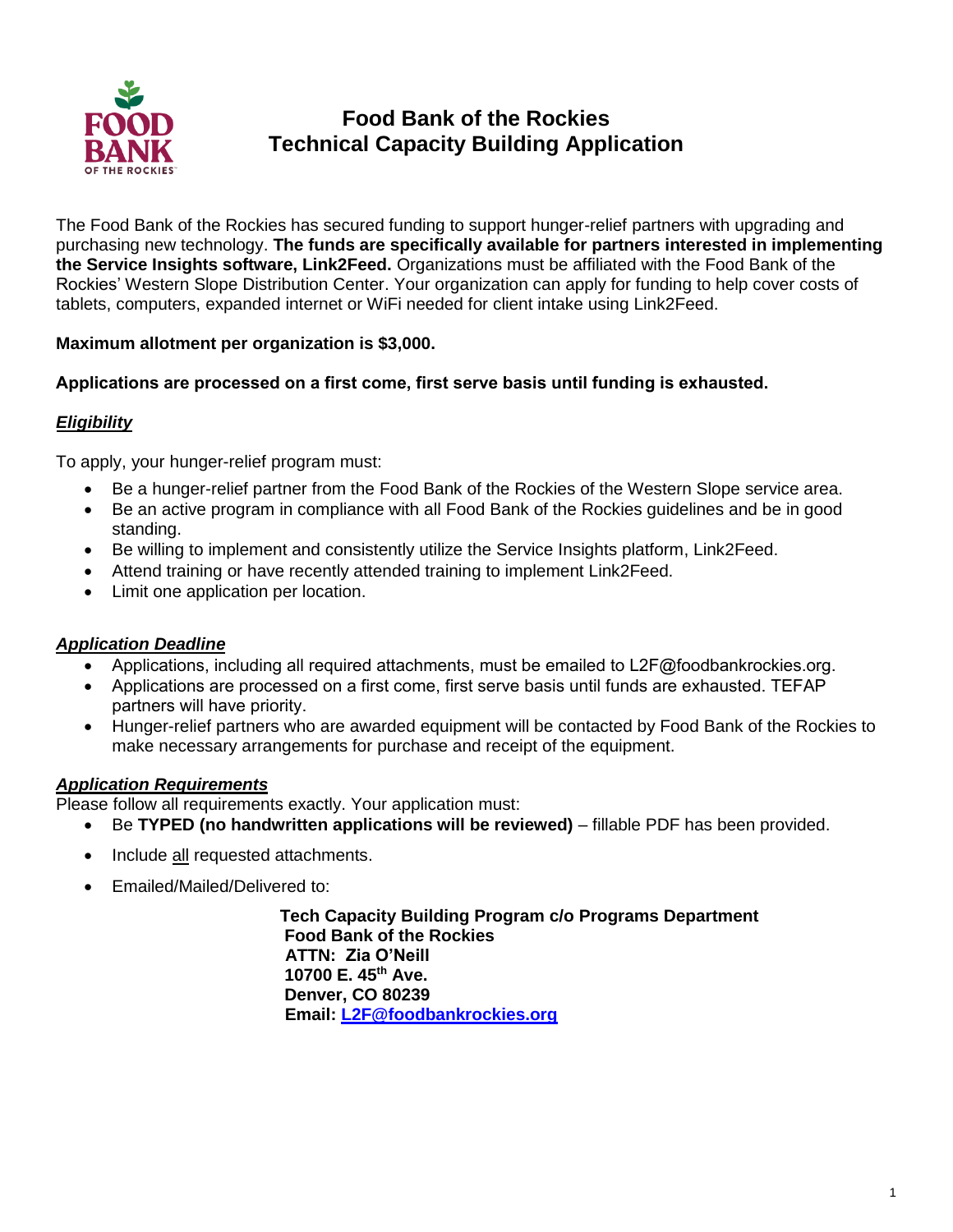# Food Bank of the Rockies
# Technical Capacity Building Application

The Food Bank of the Rockies has secured funding to support hunger-relief partners with upgrading and purchasing new technology. **The funds are specifically available for partners interested in implementing the Service Insights software, Link2Feed.** Organizations must be affiliated with the Food Bank of the Rockies' Western Slope Distribution Center. Your organization can apply for funding to help cover costs of tablets, computers, expanded internet or WiFi needed for client intake using Link2Feed.

**Maximum allotment per organization is $3,000.**

**Applications are processed on a first come, first serve basis until funding is exhausted.**

## ***Eligibility***

To apply, your hunger-relief program must:

- Be a hunger-relief partner from the Food Bank of the Rockies of the Western Slope service area.
- Be an active program in compliance with all Food Bank of the Rockies guidelines and be in good standing.
- Be willing to implement and consistently utilize the Service Insights platform, Link2Feed.
- Attend training or have recently attended training to implement Link2Feed.
- Limit one application per location.

## ***Application Deadline***

- Applications, including all required attachments, must be emailed to L2F@foodbankrockies.org.
- Applications are processed on a first come, first serve basis until funds are exhausted. TEFAP partners will have priority.
- Hunger-relief partners who are awarded equipment will be contacted by Food Bank of the Rockies to make necessary arrangements for purchase and receipt of the equipment.

## ***Application Requirements***

Please follow all requirements exactly. Your application must:

- Be **TYPED (no handwritten applications will be reviewed)** – fillable PDF has been provided.
- Include all requested attachments.
- Emailed/Mailed/Delivered to:

**Tech Capacity Building Program c/o Programs Department**
**Food Bank of the Rockies**
**ATTN: Zia O'Neill**
**10700 E. 45th Ave.**
**Denver, CO 80239**
**Email: L2F@foodbankrockies.org**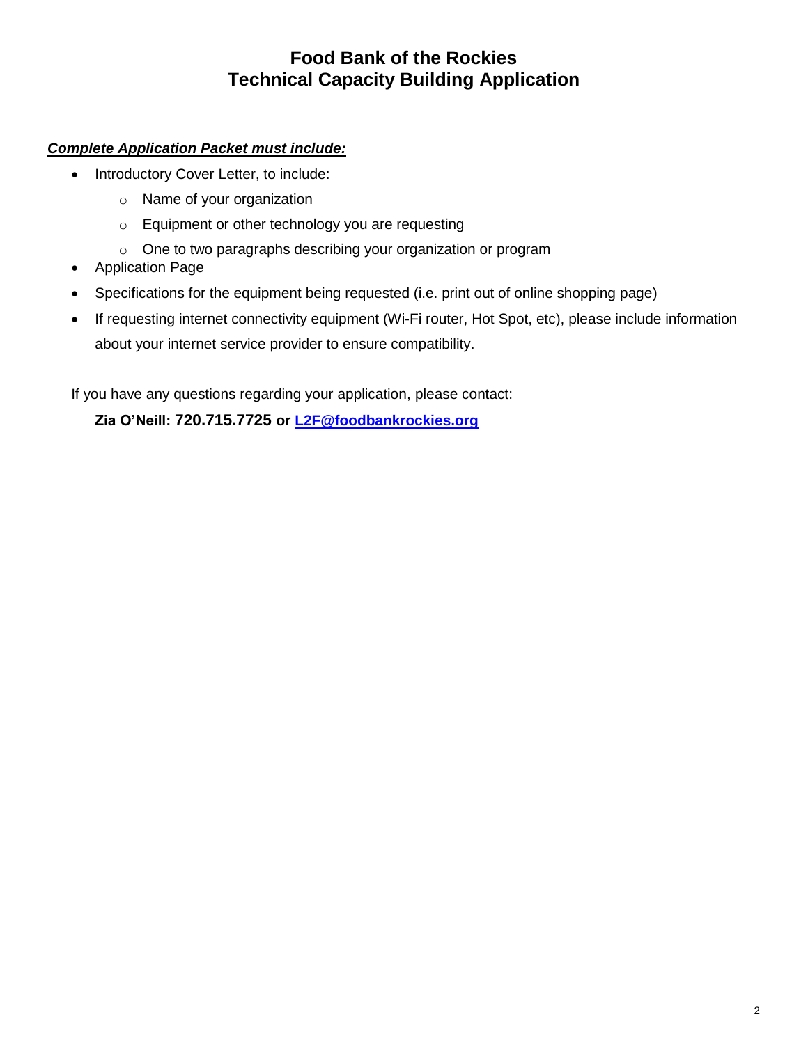# Food Bank of the Rockies
# Technical Capacity Building Application

***Complete Application Packet must include:***

- Introductory Cover Letter, to include:
  - Name of your organization
  - Equipment or other technology you are requesting
  - One to two paragraphs describing your organization or program
- Application Page
- Specifications for the equipment being requested (i.e. print out of online shopping page)
- If requesting internet connectivity equipment (Wi-Fi router, Hot Spot, etc), please include information about your internet service provider to ensure compatibility.

If you have any questions regarding your application, please contact:

**Zia O'Neill: 720.715.7725 or [L2F@foodbankrockies.org](mailto:L2F@foodbankrockies.org)**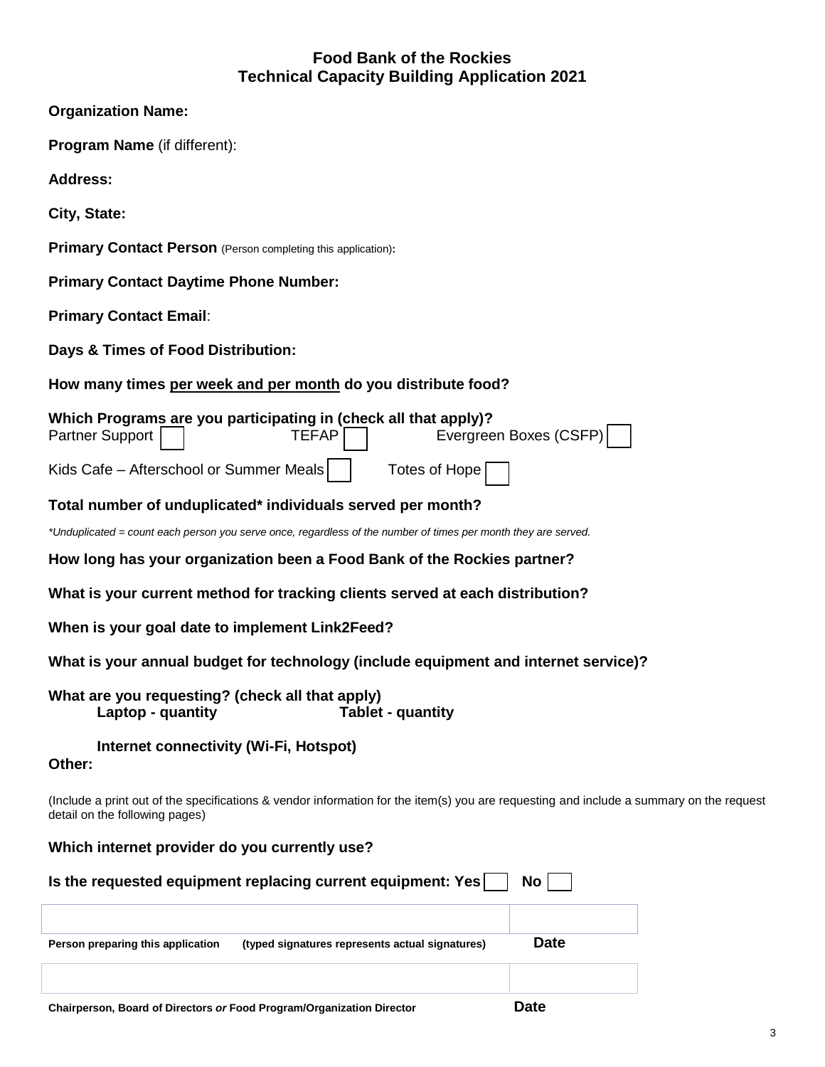# Food Bank of the Rockies
## Technical Capacity Building Application 2021

**Organization Name:**

**Program Name** (if different):

**Address:**

**City, State:**

**Primary Contact Person** (Person completing this application)**:**

**Primary Contact Daytime Phone Number:**

**Primary Contact Email**:

**Days & Times of Food Distribution:**

**How many times per week and per month do you distribute food?**

**Which Programs are you participating in (check all that apply)?**

Partner Support ☐ TEFAP ☐ Evergreen Boxes (CSFP) ☐

Kids Cafe – Afterschool or Summer Meals ☐ Totes of Hope ☐

**Total number of unduplicated* individuals served per month?**

*\*Unduplicated = count each person you serve once, regardless of the number of times per month they are served.*

**How long has your organization been a Food Bank of the Rockies partner?**

**What is your current method for tracking clients served at each distribution?**

**When is your goal date to implement Link2Feed?**

**What is your annual budget for technology (include equipment and internet service)?**

**What are you requesting? (check all that apply)**

**Laptop - quantity** **Tablet - quantity**

**Internet connectivity (Wi-Fi, Hotspot)**

**Other:**

(Include a print out of the specifications & vendor information for the item(s) you are requesting and include a summary on the request detail on the following pages)

**Which internet provider do you currently use?**

**Is the requested equipment replacing current equipment: Yes** ☐ **No** ☐

| | |
|---|---|
| | |
| **Person preparing this application (typed signatures represents actual signatures)** | **Date** |
| | |
| **Chairperson, Board of Directors *or* Food Program/Organization Director** | **Date** |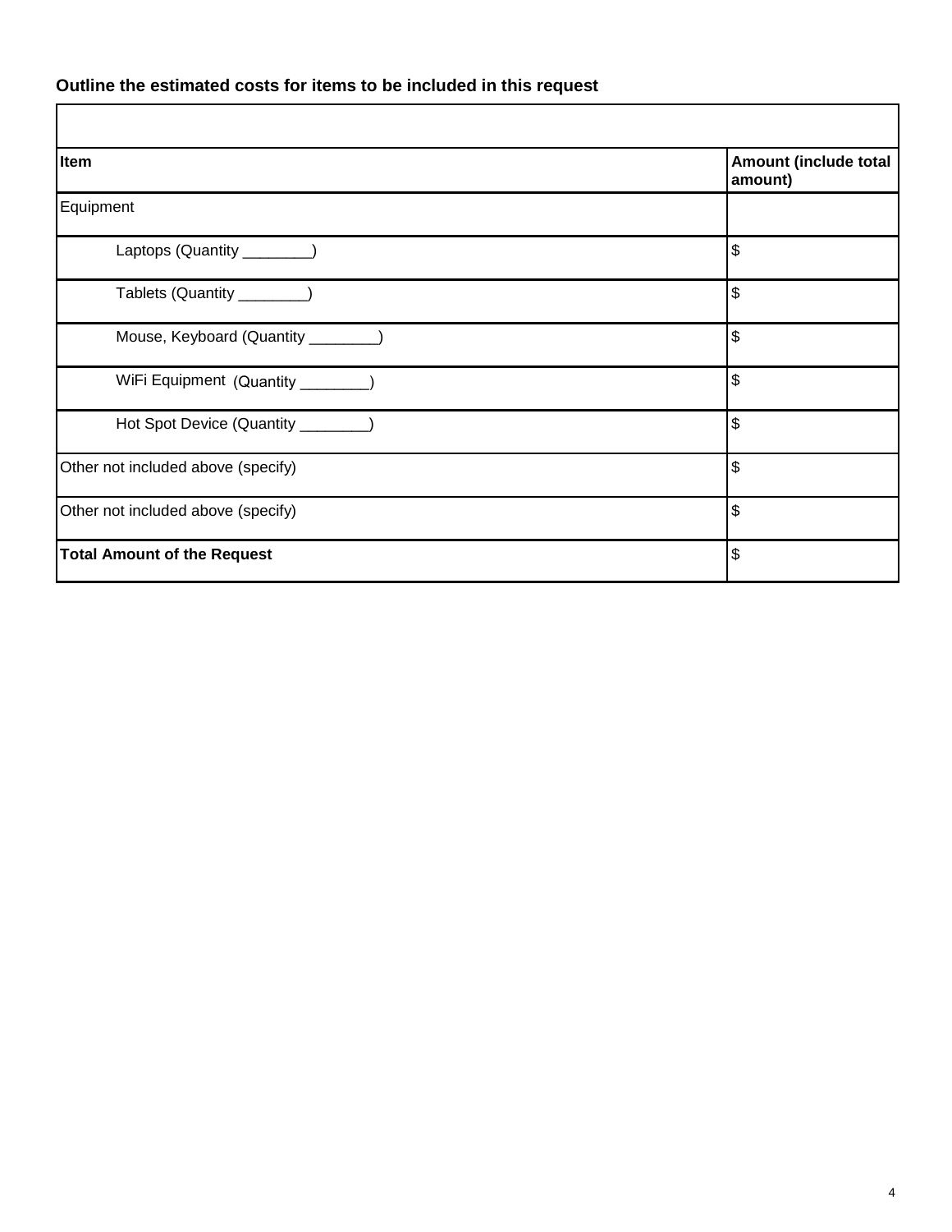**Outline the estimated costs for items to be included in this request**

| **Item** | **Amount (include total amount)** |
|---|---|
| Equipment | |
| Laptops (Quantity ________) | $ |
| Tablets (Quantity ________) | $ |
| Mouse, Keyboard (Quantity ________) | $ |
| WiFi Equipment (Quantity ________) | $ |
| Hot Spot Device (Quantity ________) | $ |
| Other not included above (specify) | $ |
| Other not included above (specify) | $ |
| **Total Amount of the Request** | $ |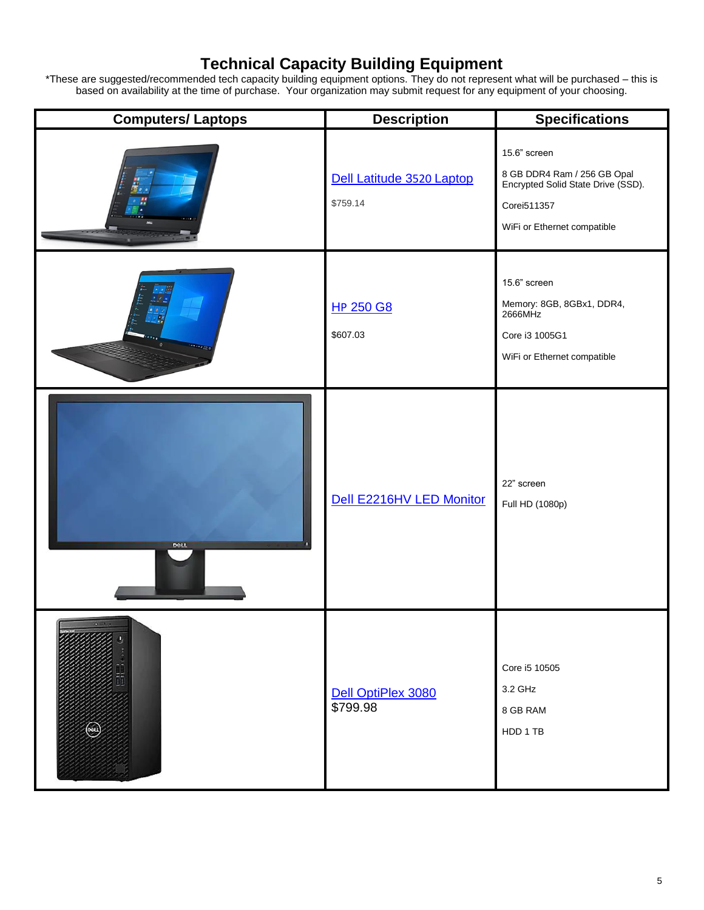# Technical Capacity Building Equipment

*These are suggested/recommended tech capacity building equipment options. They do not represent what will be purchased – this is based on availability at the time of purchase. Your organization may submit request for any equipment of your choosing.

| Computers/ Laptops | Description | Specifications |
|---|---|---|
| | Dell Latitude 3520 Laptop<br><br>$759.14 | 15.6" screen<br><br>8 GB DDR4 Ram / 256 GB Opal Encrypted Solid State Drive (SSD).<br><br>Corei511357<br><br>WiFi or Ethernet compatible |
| | HP 250 G8<br><br>$607.03 | 15.6" screen<br><br>Memory: 8GB, 8GBx1, DDR4, 2666MHz<br><br>Core i3 1005G1<br><br>WiFi or Ethernet compatible |
| | Dell E2216HV LED Monitor | 22" screen<br><br>Full HD (1080p) |
| | Dell OptiPlex 3080<br>$799.98 | Core i5 10505<br><br>3.2 GHz<br><br>8 GB RAM<br><br>HDD 1 TB |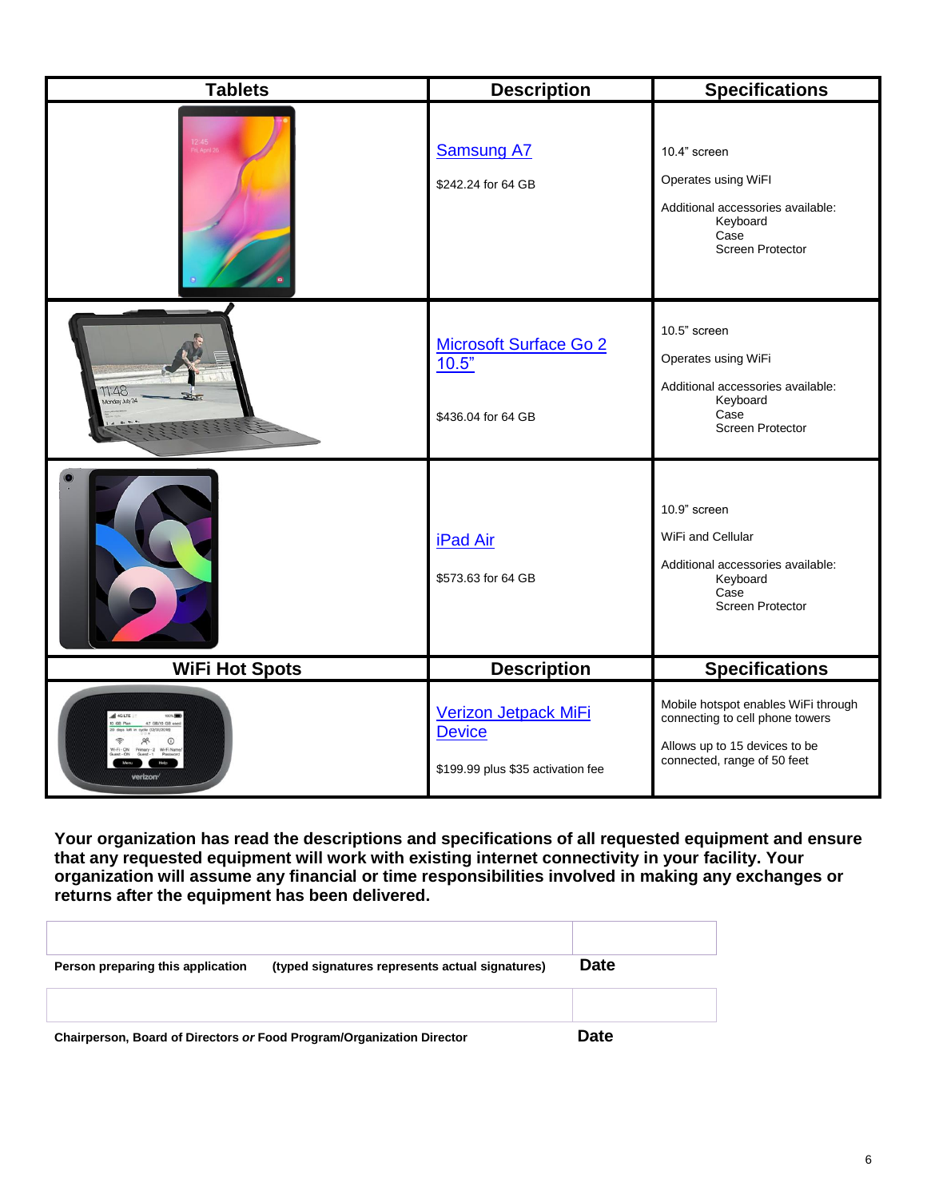| Tablets | Description | Specifications |
|---|---|---|
| | Samsung A7<br><br>$242.24 for 64 GB | 10.4" screen<br><br>Operates using WiFI<br><br>Additional accessories available:<br>Keyboard<br>Case<br>Screen Protector |
| | Microsoft Surface Go 2 10.5"<br><br>$436.04 for 64 GB | 10.5" screen<br><br>Operates using WiFi<br><br>Additional accessories available:<br>Keyboard<br>Case<br>Screen Protector |
| | iPad Air<br><br>$573.63 for 64 GB | 10.9" screen<br><br>WiFi and Cellular<br><br>Additional accessories available:<br>Keyboard<br>Case<br>Screen Protector |
| **WiFi Hot Spots** | **Description** | **Specifications** |
| | Verizon Jetpack MiFi Device<br><br>$199.99 plus $35 activation fee | Mobile hotspot enables WiFi through connecting to cell phone towers<br><br>Allows up to 15 devices to be connected, range of 50 feet |

**Your organization has read the descriptions and specifications of all requested equipment and ensure that any requested equipment will work with existing internet connectivity in your facility. Your organization will assume any financial or time responsibilities involved in making any exchanges or returns after the equipment has been delivered.**

| | |
|---|---|
| | |
| **Person preparing this application (typed signatures represents actual signatures)** | **Date** |
| | |
| **Chairperson, Board of Directors *or* Food Program/Organization Director** | **Date** |